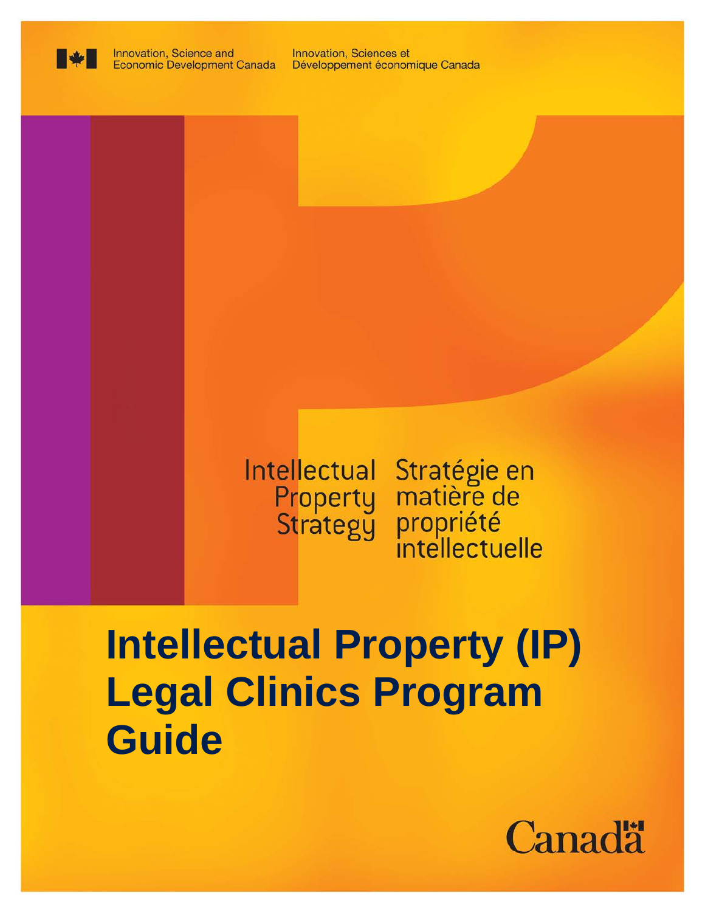Innovation, Science and Economic Development Canada

Innovation, Sciences et Développement économique Canada

Intellectual Property Strategy

Stratégie en matière de propriété intellectuelle

# Intellectual Property (IP) Legal Clinics Program Guide

Canada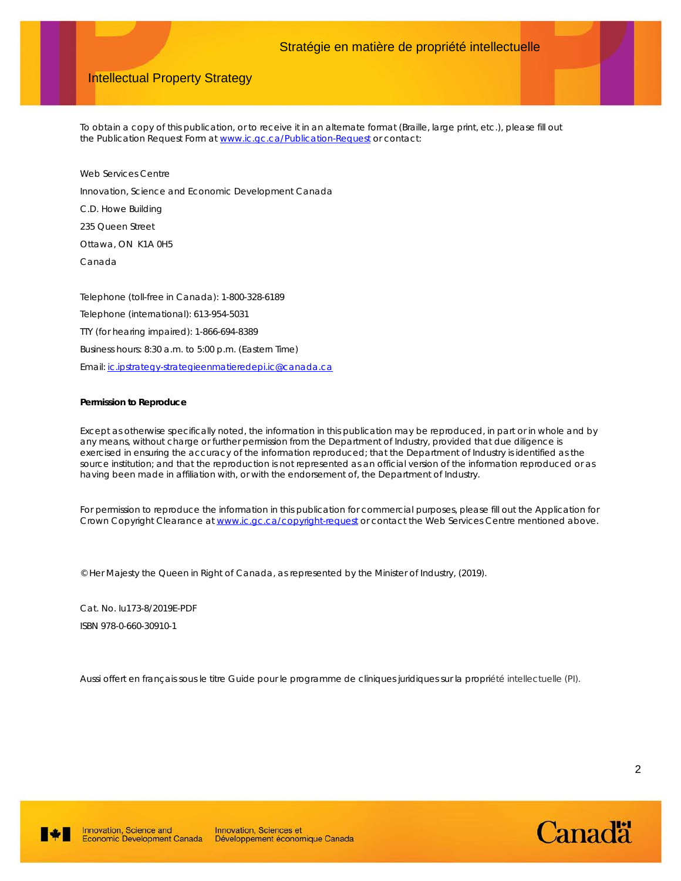To obtain a copy of this publication, or to receive it in an alternate format (Braille, large print, etc.), please fill out the Publication Request Form at [www.ic.gc.ca/Publication-Request](www.ic.gc.ca/Publication-Request) or contact:

Web Services Centre
Innovation, Science and Economic Development Canada
C.D. Howe Building
235 Queen Street
Ottawa, ON K1A 0H5
Canada

Telephone (toll-free in Canada): 1-800-328-6189
Telephone (international): 613-954-5031
TTY (for hearing impaired): 1-866-694-8389
Business hours: 8:30 a.m. to 5:00 p.m. (Eastern Time)
Email: [ic.ipstrategy-strategieenmatieredepi.ic@canada.ca](mailto:ic.ipstrategy-strategieenmatieredepi.ic@canada.ca)

**Permission to Reproduce**

Except as otherwise specifically noted, the information in this publication may be reproduced, in part or in whole and by any means, without charge or further permission from the Department of Industry, provided that due diligence is exercised in ensuring the accuracy of the information reproduced; that the Department of Industry is identified as the source institution; and that the reproduction is not represented as an official version of the information reproduced or as having been made in affiliation with, or with the endorsement of, the Department of Industry.

For permission to reproduce the information in this publication for commercial purposes, please fill out the Application for Crown Copyright Clearance at [www.ic.gc.ca/copyright-request](www.ic.gc.ca/copyright-request) or contact the Web Services Centre mentioned above.

© Her Majesty the Queen in Right of Canada, as represented by the Minister of Industry, (2019).

Cat. No. Iu173-8/2019E-PDF
ISBN 978-0-660-30910-1

Aussi offert en français sous le titre Guide pour le programme de cliniques juridiques sur la propriété intellectuelle (PI).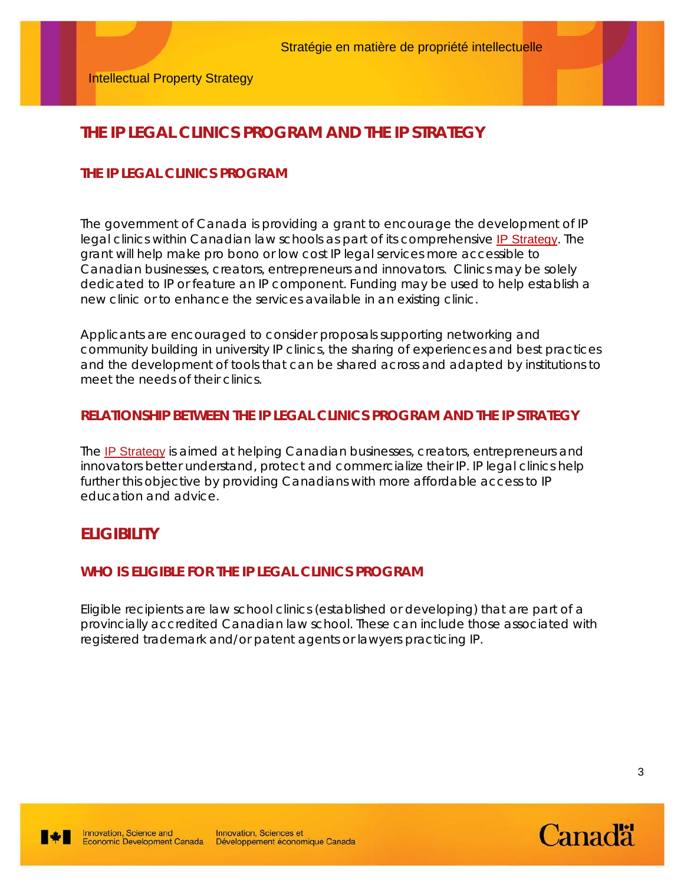# THE IP LEGAL CLINICS PROGRAM AND THE IP STRATEGY

## THE IP LEGAL CLINICS PROGRAM

The government of Canada is providing a grant to encourage the development of IP legal clinics within Canadian law schools as part of its comprehensive IP Strategy. The grant will help make pro bono or low cost IP legal services more accessible to Canadian businesses, creators, entrepreneurs and innovators. Clinics may be solely dedicated to IP or feature an IP component. Funding may be used to help establish a new clinic or to enhance the services available in an existing clinic.

Applicants are encouraged to consider proposals supporting networking and community building in university IP clinics, the sharing of experiences and best practices and the development of tools that can be shared across and adapted by institutions to meet the needs of their clinics.

## RELATIONSHIP BETWEEN THE IP LEGAL CLINICS PROGRAM AND THE IP STRATEGY

The IP Strategy is aimed at helping Canadian businesses, creators, entrepreneurs and innovators better understand, protect and commercialize their IP. IP legal clinics help further this objective by providing Canadians with more affordable access to IP education and advice.

# ELIGIBILITY

## WHO IS ELIGIBLE FOR THE IP LEGAL CLINICS PROGRAM

Eligible recipients are law school clinics (established or developing) that are part of a provincially accredited Canadian law school. These can include those associated with registered trademark and/or patent agents or lawyers practicing IP.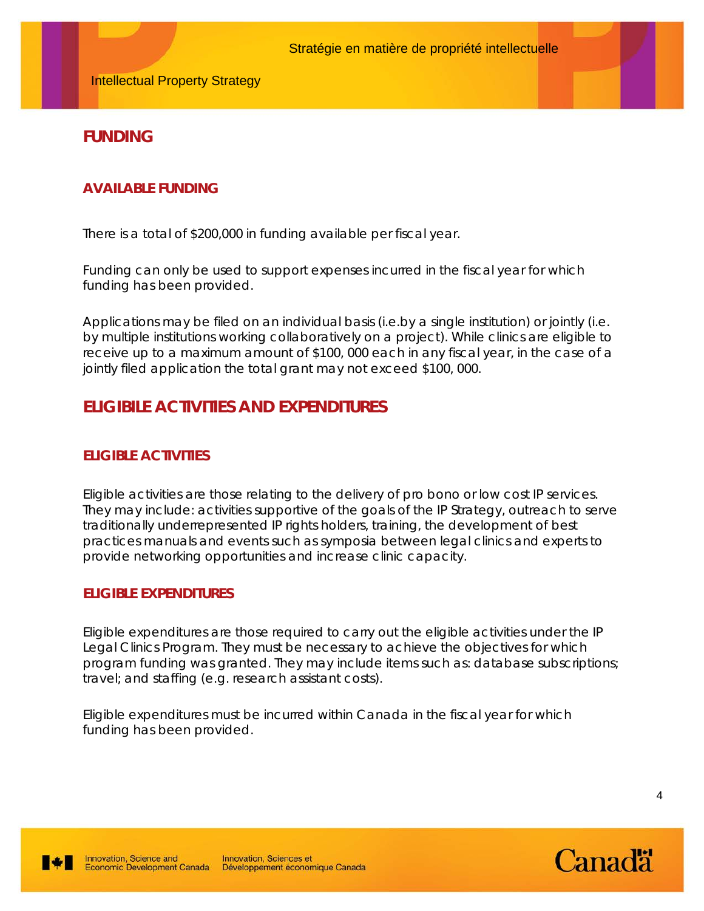# FUNDING

## AVAILABLE FUNDING

There is a total of $200,000 in funding available per fiscal year.

Funding can only be used to support expenses incurred in the fiscal year for which funding has been provided.

Applications may be filed on an individual basis (i.e.by a single institution) or jointly (i.e. by multiple institutions working collaboratively on a project). While clinics are eligible to receive up to a maximum amount of $100, 000 each in any fiscal year, in the case of a jointly filed application the total grant may not exceed $100, 000.

# ELIGIBILE ACTIVITIES AND EXPENDITURES

## ELIGIBLE ACTIVITIES

Eligible activities are those relating to the delivery of pro bono or low cost IP services. They may include: activities supportive of the goals of the IP Strategy, outreach to serve traditionally underrepresented IP rights holders, training, the development of best practices manuals and events such as symposia between legal clinics and experts to provide networking opportunities and increase clinic capacity.

## ELIGIBLE EXPENDITURES

Eligible expenditures are those required to carry out the eligible activities under the IP Legal Clinics Program. They must be necessary to achieve the objectives for which program funding was granted. They may include items such as: database subscriptions; travel; and staffing (e.g. research assistant costs).

Eligible expenditures must be incurred within Canada in the fiscal year for which funding has been provided.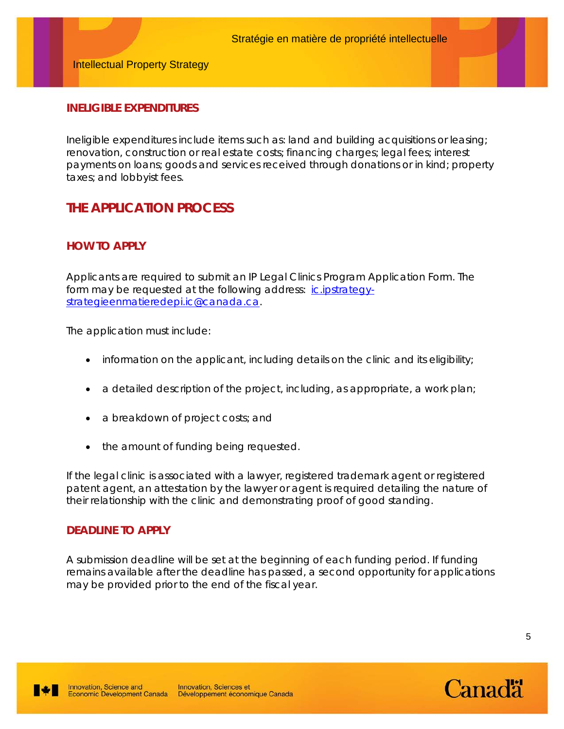### INELIGIBLE EXPENDITURES

Ineligible expenditures include items such as: land and building acquisitions or leasing; renovation, construction or real estate costs; financing charges; legal fees; interest payments on loans; goods and services received through donations or in kind; property taxes; and lobbyist fees.

## THE APPLICATION PROCESS

### HOW TO APPLY

Applicants are required to submit an IP Legal Clinics Program Application Form. The form may be requested at the following address: [ic.ipstrategy-strategieenmatieredepi.ic@canada.ca](mailto:ic.ipstrategy-strategieenmatieredepi.ic@canada.ca).

The application must include:

- information on the applicant, including details on the clinic and its eligibility;
- a detailed description of the project, including, as appropriate, a work plan;
- a breakdown of project costs; and
- the amount of funding being requested.

If the legal clinic is associated with a lawyer, registered trademark agent or registered patent agent, an attestation by the lawyer or agent is required detailing the nature of their relationship with the clinic and demonstrating proof of good standing.

### DEADLINE TO APPLY

A submission deadline will be set at the beginning of each funding period. If funding remains available after the deadline has passed, a second opportunity for applications may be provided prior to the end of the fiscal year.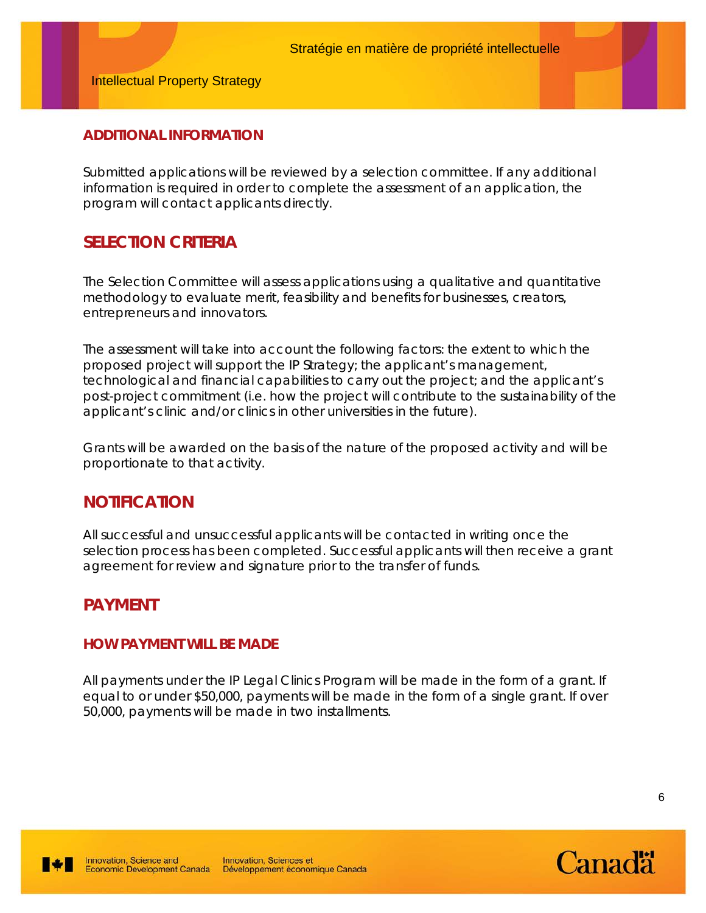### ADDITIONAL INFORMATION

Submitted applications will be reviewed by a selection committee. If any additional information is required in order to complete the assessment of an application, the program will contact applicants directly.

## SELECTION CRITERIA

The Selection Committee will assess applications using a qualitative and quantitative methodology to evaluate merit, feasibility and benefits for businesses, creators, entrepreneurs and innovators.

The assessment will take into account the following factors: the extent to which the proposed project will support the IP Strategy; the applicant's management, technological and financial capabilities to carry out the project; and the applicant's post-project commitment (i.e. how the project will contribute to the sustainability of the applicant's clinic and/or clinics in other universities in the future).

Grants will be awarded on the basis of the nature of the proposed activity and will be proportionate to that activity.

## NOTIFICATION

All successful and unsuccessful applicants will be contacted in writing once the selection process has been completed. Successful applicants will then receive a grant agreement for review and signature prior to the transfer of funds.

## PAYMENT

### HOW PAYMENT WILL BE MADE

All payments under the IP Legal Clinics Program will be made in the form of a grant. If equal to or under $50,000, payments will be made in the form of a single grant. If over 50,000, payments will be made in two installments.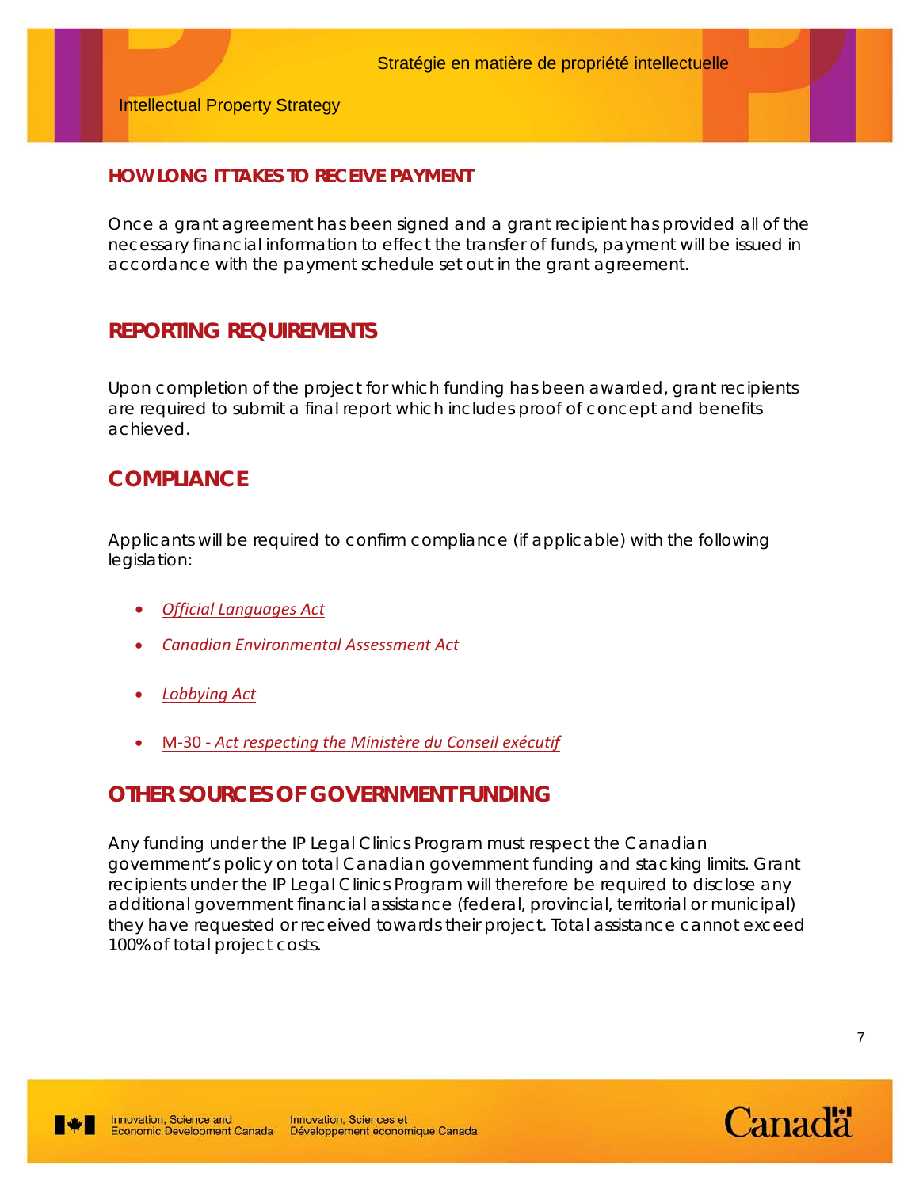## HOW LONG IT TAKES TO RECEIVE PAYMENT

Once a grant agreement has been signed and a grant recipient has provided all of the necessary financial information to effect the transfer of funds, payment will be issued in accordance with the payment schedule set out in the grant agreement.

## REPORTING REQUIREMENTS

Upon completion of the project for which funding has been awarded, grant recipients are required to submit a final report which includes proof of concept and benefits achieved.

## COMPLIANCE

Applicants will be required to confirm compliance (if applicable) with the following legislation:

- *Official Languages Act*
- *Canadian Environmental Assessment Act*
- *Lobbying Act*
- M-30 - *Act respecting the Ministère du Conseil exécutif*

## OTHER SOURCES OF GOVERNMENT FUNDING

Any funding under the IP Legal Clinics Program must respect the Canadian government's policy on total Canadian government funding and stacking limits. Grant recipients under the IP Legal Clinics Program will therefore be required to disclose any additional government financial assistance (federal, provincial, territorial or municipal) they have requested or received towards their project. Total assistance cannot exceed 100% of total project costs.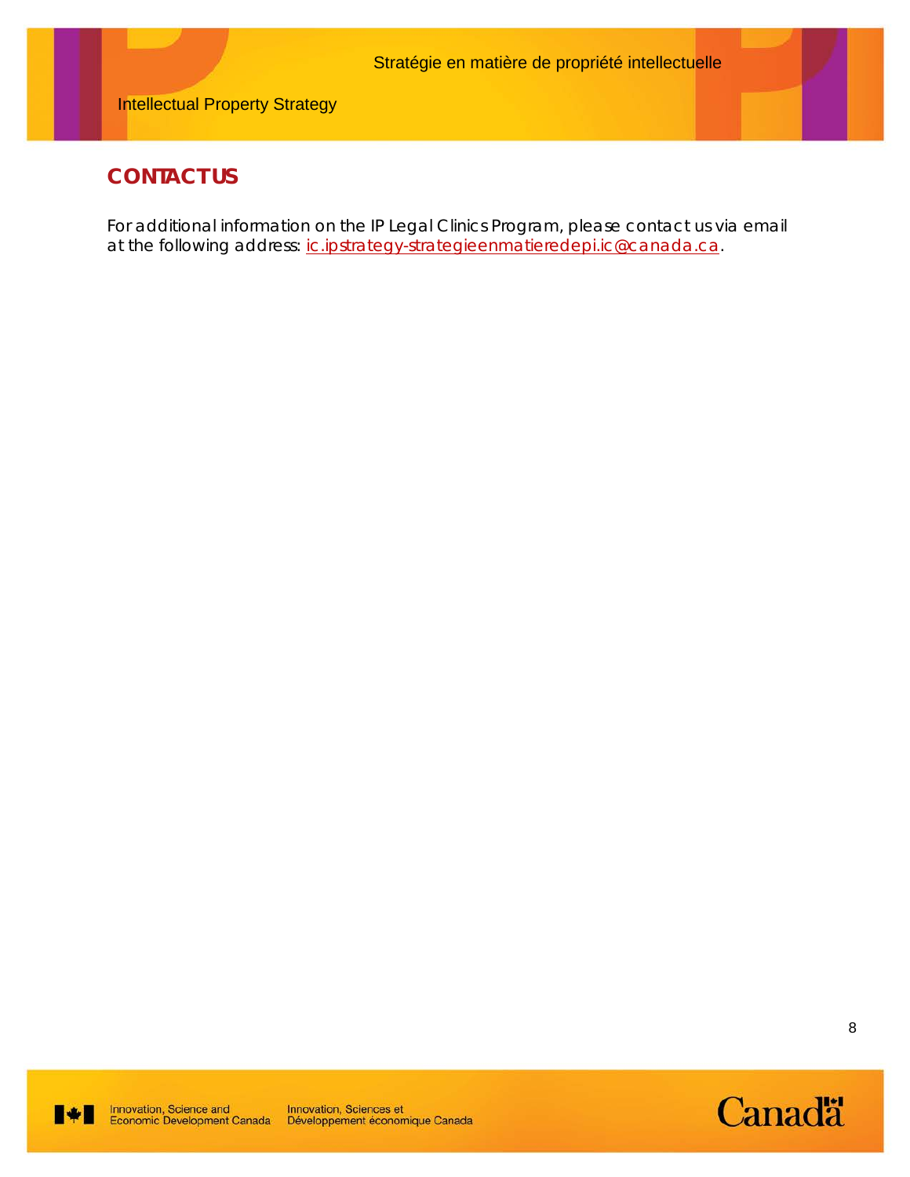## CONTACT US

For additional information on the IP Legal Clinics Program, please contact us via email at the following address: ic.ipstrategy-strategieenmatieredepi.ic@canada.ca.